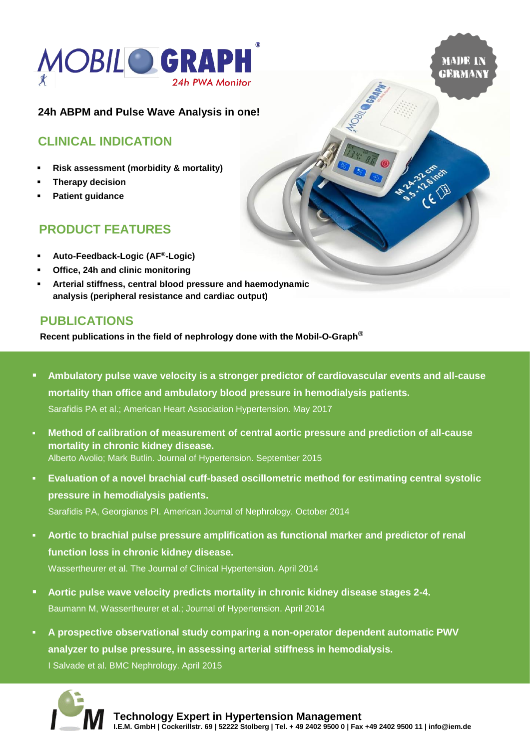# MOBIL-O-GRAPH®

24h PWA Monitor

**24h ABPM and Pulse Wave Analysis in one!**

MADE IN GERMANY

## CLINICAL INDICATION

- **Risk assessment (morbidity & mortality)**
- **Therapy decision**
- **Patient guidance**

## PRODUCT FEATURES

- **Auto-Feedback-Logic (AF®-Logic)**
- **Office, 24h and clinic monitoring**
- **Arterial stiffness, central blood pressure and haemodynamic analysis (peripheral resistance and cardiac output)**

## PUBLICATIONS

**Recent publications in the field of nephrology done with the Mobil-O-Graph®**

- **Ambulatory pulse wave velocity is a stronger predictor of cardiovascular events and all-cause mortality than office and ambulatory blood pressure in hemodialysis patients.**
  Sarafidis PA et al.; American Heart Association Hypertension. May 2017
- **Method of calibration of measurement of central aortic pressure and prediction of all-cause mortality in chronic kidney disease.**
  Alberto Avolio; Mark Butlin. Journal of Hypertension. September 2015
- **Evaluation of a novel brachial cuff-based oscillometric method for estimating central systolic pressure in hemodialysis patients.**
  Sarafidis PA, Georgianos PI. American Journal of Nephrology. October 2014
- **Aortic to brachial pulse pressure amplification as functional marker and predictor of renal function loss in chronic kidney disease.**
  Wassertheurer et al. The Journal of Clinical Hypertension. April 2014
- **Aortic pulse wave velocity predicts mortality in chronic kidney disease stages 2-4.**
  Baumann M, Wassertheurer et al.; Journal of Hypertension. April 2014
- **A prospective observational study comparing a non-operator dependent automatic PWV analyzer to pulse pressure, in assessing arterial stiffness in hemodialysis.**
  I Salvade et al. BMC Nephrology. April 2015

**Technology Expert in Hypertension Management**
**I.E.M. GmbH | Cockerillstr. 69 | 52222 Stolberg | Tel. + 49 2402 9500 0 | Fax +49 2402 9500 11 | info@iem.de**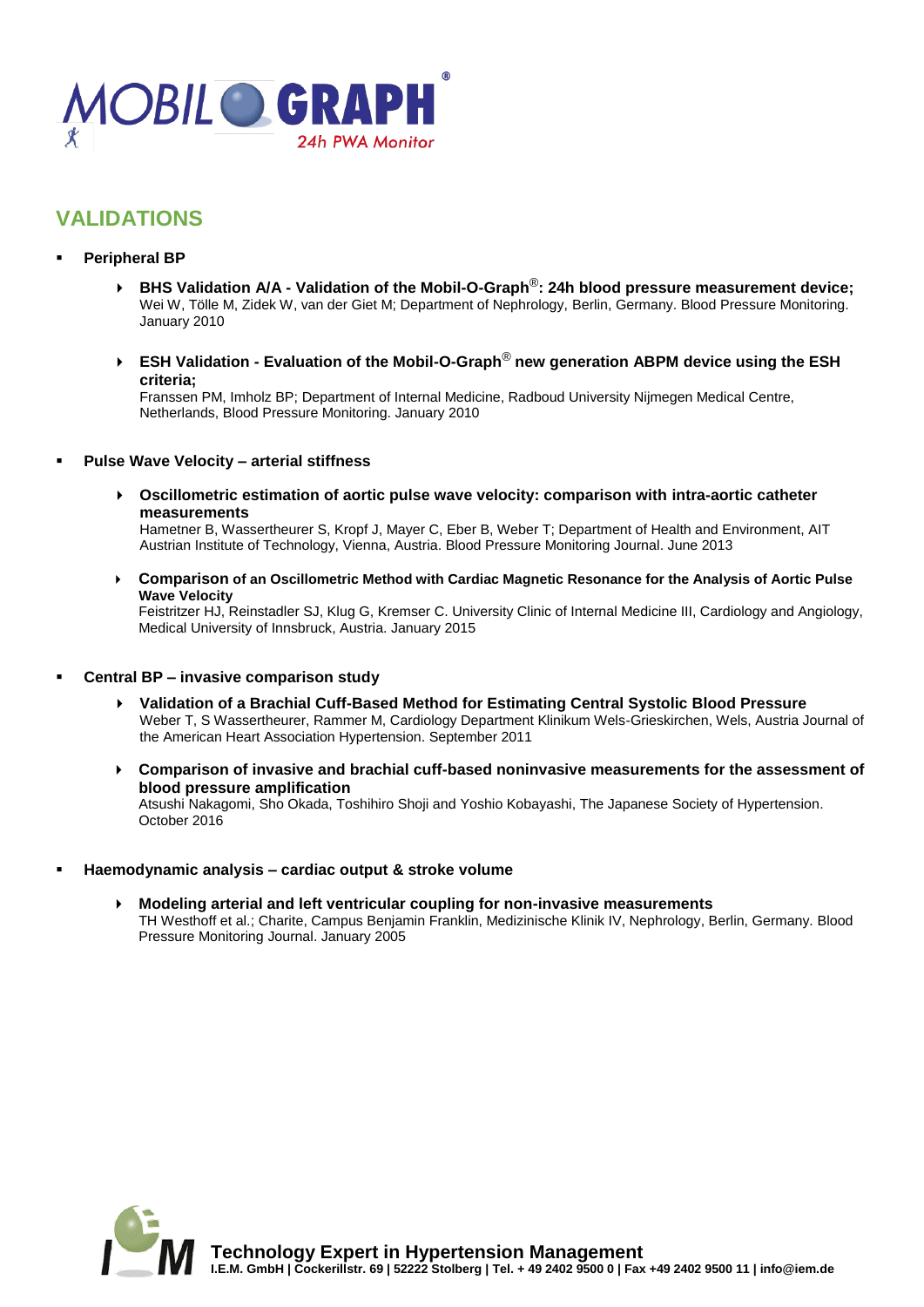MOBIL-O-GRAPH®
24h PWA Monitor

## VALIDATIONS

- **Peripheral BP**
  - **BHS Validation A/A - Validation of the Mobil-O-Graph®: 24h blood pressure measurement device;**
    Wei W, Tölle M, Zidek W, van der Giet M; Department of Nephrology, Berlin, Germany. Blood Pressure Monitoring. January 2010
  - **ESH Validation - Evaluation of the Mobil-O-Graph® new generation ABPM device using the ESH criteria;**
    Franssen PM, Imholz BP; Department of Internal Medicine, Radboud University Nijmegen Medical Centre, Netherlands, Blood Pressure Monitoring. January 2010

- **Pulse Wave Velocity – arterial stiffness**
  - **Oscillometric estimation of aortic pulse wave velocity: comparison with intra-aortic catheter measurements**
    Hametner B, Wassertheurer S, Kropf J, Mayer C, Eber B, Weber T; Department of Health and Environment, AIT Austrian Institute of Technology, Vienna, Austria. Blood Pressure Monitoring Journal. June 2013
  - **Comparison of an Oscillometric Method with Cardiac Magnetic Resonance for the Analysis of Aortic Pulse Wave Velocity**
    Feistritzer HJ, Reinstadler SJ, Klug G, Kremser C. University Clinic of Internal Medicine III, Cardiology and Angiology, Medical University of Innsbruck, Austria. January 2015

- **Central BP – invasive comparison study**
  - **Validation of a Brachial Cuff-Based Method for Estimating Central Systolic Blood Pressure**
    Weber T, S Wassertheurer, Rammer M, Cardiology Department Klinikum Wels-Grieskirchen, Wels, Austria Journal of the American Heart Association Hypertension. September 2011
  - **Comparison of invasive and brachial cuff-based noninvasive measurements for the assessment of blood pressure amplification**
    Atsushi Nakagomi, Sho Okada, Toshihiro Shoji and Yoshio Kobayashi, The Japanese Society of Hypertension. October 2016

- **Haemodynamic analysis – cardiac output & stroke volume**
  - **Modeling arterial and left ventricular coupling for non-invasive measurements**
    TH Westhoff et al.; Charite, Campus Benjamin Franklin, Medizinische Klinik IV, Nephrology, Berlin, Germany. Blood Pressure Monitoring Journal. January 2005

**Technology Expert in Hypertension Management**
**I.E.M. GmbH | Cockerillstr. 69 | 52222 Stolberg | Tel. + 49 2402 9500 0 | Fax +49 2402 9500 11 | info@iem.de**